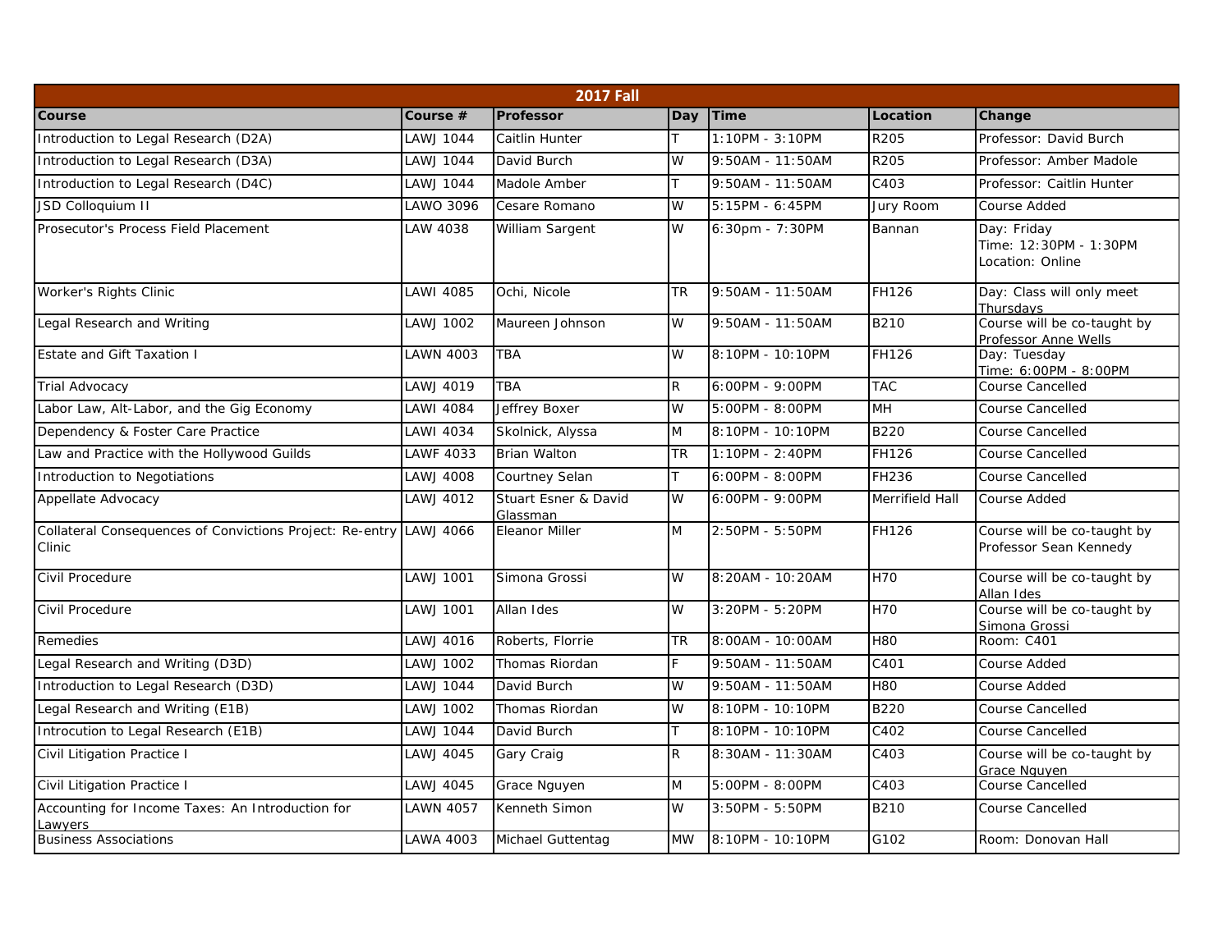| 2017 Fall | | | | | | |
|---|---|---|---|---|---|---|
| **Course** | **Course #** | **Professor** | **Day** | **Time** | **Location** | **Change** |
| Introduction to Legal Research (D2A) | LAWJ 1044 | Caitlin Hunter | T | 1:10PM - 3:10PM | R205 | Professor: David Burch |
| Introduction to Legal Research (D3A) | LAWJ 1044 | David Burch | W | 9:50AM - 11:50AM | R205 | Professor: Amber Madole |
| Introduction to Legal Research (D4C) | LAWJ 1044 | Madole Amber | T | 9:50AM - 11:50AM | C403 | Professor: Caitlin Hunter |
| JSD Colloquium II | LAWO 3096 | Cesare Romano | W | 5:15PM - 6:45PM | Jury Room | Course Added |
| Prosecutor's Process Field Placement | LAW 4038 | William Sargent | W | 6:30pm - 7:30PM | Bannan | Day: Friday<br>Time: 12:30PM - 1:30PM<br>Location: Online |
| Worker's Rights Clinic | LAWI 4085 | Ochi, Nicole | TR | 9:50AM - 11:50AM | FH126 | Day: Class will only meet Thursdays |
| Legal Research and Writing | LAWJ 1002 | Maureen Johnson | W | 9:50AM - 11:50AM | B210 | Course will be co-taught by Professor Anne Wells |
| Estate and Gift Taxation I | LAWN 4003 | TBA | W | 8:10PM - 10:10PM | FH126 | Day: Tuesday<br>Time: 6:00PM - 8:00PM |
| Trial Advocacy | LAWJ 4019 | TBA | R | 6:00PM - 9:00PM | TAC | Course Cancelled |
| Labor Law, Alt-Labor, and the Gig Economy | LAWI 4084 | Jeffrey Boxer | W | 5:00PM - 8:00PM | MH | Course Cancelled |
| Dependency & Foster Care Practice | LAWI 4034 | Skolnick, Alyssa | M | 8:10PM - 10:10PM | B220 | Course Cancelled |
| Law and Practice with the Hollywood Guilds | LAWF 4033 | Brian Walton | TR | 1:10PM - 2:40PM | FH126 | Course Cancelled |
| Introduction to Negotiations | LAWJ 4008 | Courtney Selan | T | 6:00PM - 8:00PM | FH236 | Course Cancelled |
| Appellate Advocacy | LAWJ 4012 | Stuart Esner & David Glassman | W | 6:00PM - 9:00PM | Merrifield Hall | Course Added |
| Collateral Consequences of Convictions Project: Re-entry Clinic | LAWJ 4066 | Eleanor Miller | M | 2:50PM - 5:50PM | FH126 | Course will be co-taught by Professor Sean Kennedy |
| Civil Procedure | LAWJ 1001 | Simona Grossi | W | 8:20AM - 10:20AM | H70 | Course will be co-taught by Allan Ides |
| Civil Procedure | LAWJ 1001 | Allan Ides | W | 3:20PM - 5:20PM | H70 | Course will be co-taught by Simona Grossi |
| Remedies | LAWJ 4016 | Roberts, Florrie | TR | 8:00AM - 10:00AM | H80 | Room: C401 |
| Legal Research and Writing (D3D) | LAWJ 1002 | Thomas Riordan | F | 9:50AM - 11:50AM | C401 | Course Added |
| Introduction to Legal Research (D3D) | LAWJ 1044 | David Burch | W | 9:50AM - 11:50AM | H80 | Course Added |
| Legal Research and Writing (E1B) | LAWJ 1002 | Thomas Riordan | W | 8:10PM - 10:10PM | B220 | Course Cancelled |
| Introcution to Legal Research (E1B) | LAWJ 1044 | David Burch | T | 8:10PM - 10:10PM | C402 | Course Cancelled |
| Civil Litigation Practice I | LAWJ 4045 | Gary Craig | R | 8:30AM - 11:30AM | C403 | Course will be co-taught by Grace Nguyen |
| Civil Litigation Practice I | LAWJ 4045 | Grace Nguyen | M | 5:00PM - 8:00PM | C403 | Course Cancelled |
| Accounting for Income Taxes: An Introduction for Lawyers | LAWN 4057 | Kenneth Simon | W | 3:50PM - 5:50PM | B210 | Course Cancelled |
| Business Associations | LAWA 4003 | Michael Guttentag | MW | 8:10PM - 10:10PM | G102 | Room: Donovan Hall |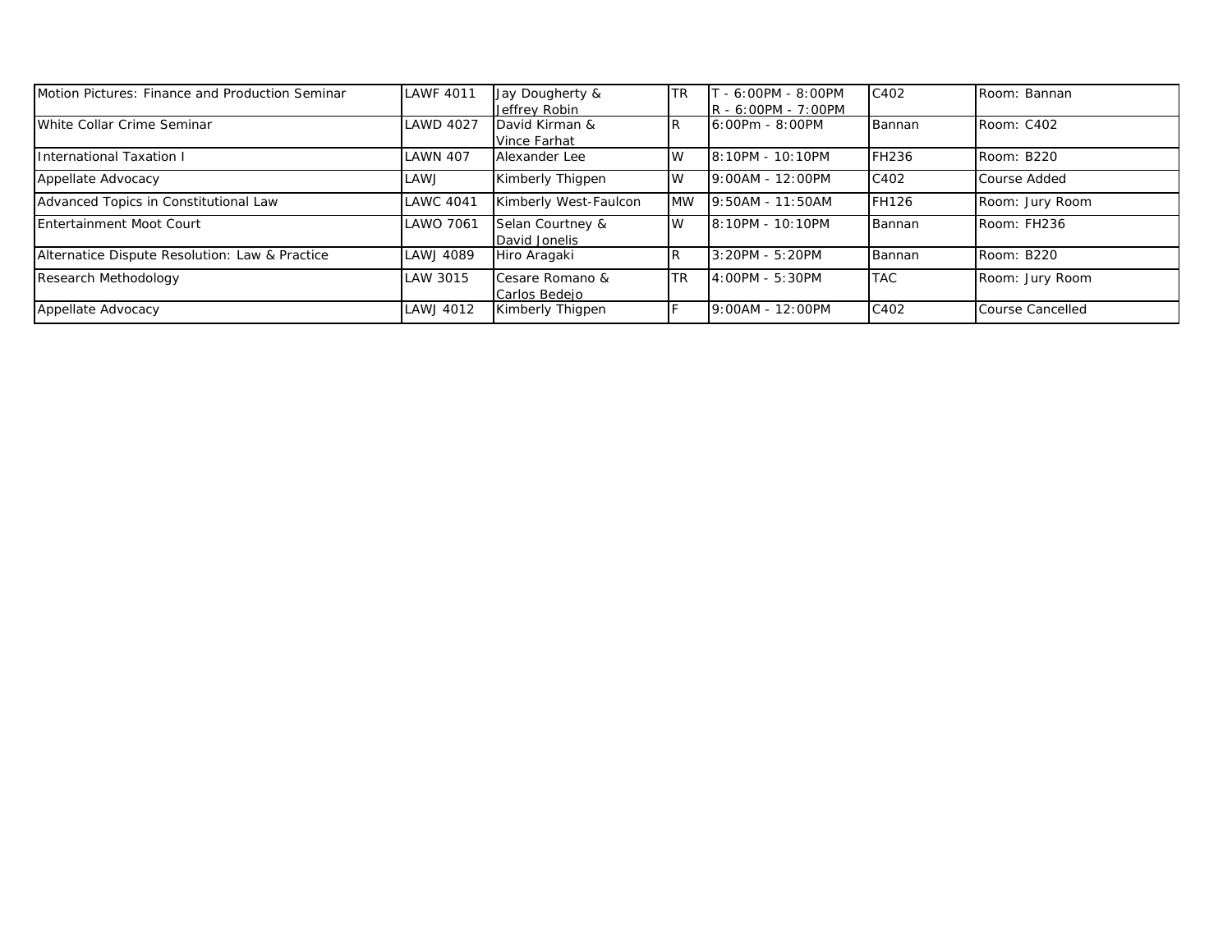| | | | | | | |
|---|---|---|---|---|---|---|
| Motion Pictures: Finance and Production Seminar | LAWF 4011 | Jay Dougherty & Jeffrey Robin | TR | T - 6:00PM - 8:00PM<br>R - 6:00PM - 7:00PM | C402 | Room: Bannan |
| White Collar Crime Seminar | LAWD 4027 | David Kirman & Vince Farhat | R | 6:00Pm - 8:00PM | Bannan | Room: C402 |
| International Taxation I | LAWN 407 | Alexander Lee | W | 8:10PM - 10:10PM | FH236 | Room: B220 |
| Appellate Advocacy | LAWJ | Kimberly Thigpen | W | 9:00AM - 12:00PM | C402 | Course Added |
| Advanced Topics in Constitutional Law | LAWC 4041 | Kimberly West-Faulcon | MW | 9:50AM - 11:50AM | FH126 | Room: Jury Room |
| Entertainment Moot Court | LAWO 7061 | Selan Courtney & David Jonelis | W | 8:10PM - 10:10PM | Bannan | Room: FH236 |
| Alternatice Dispute Resolution: Law & Practice | LAWJ 4089 | Hiro Aragaki | R | 3:20PM - 5:20PM | Bannan | Room: B220 |
| Research Methodology | LAW 3015 | Cesare Romano & Carlos Bedejo | TR | 4:00PM - 5:30PM | TAC | Room: Jury Room |
| Appellate Advocacy | LAWJ 4012 | Kimberly Thigpen | F | 9:00AM - 12:00PM | C402 | Course Cancelled |